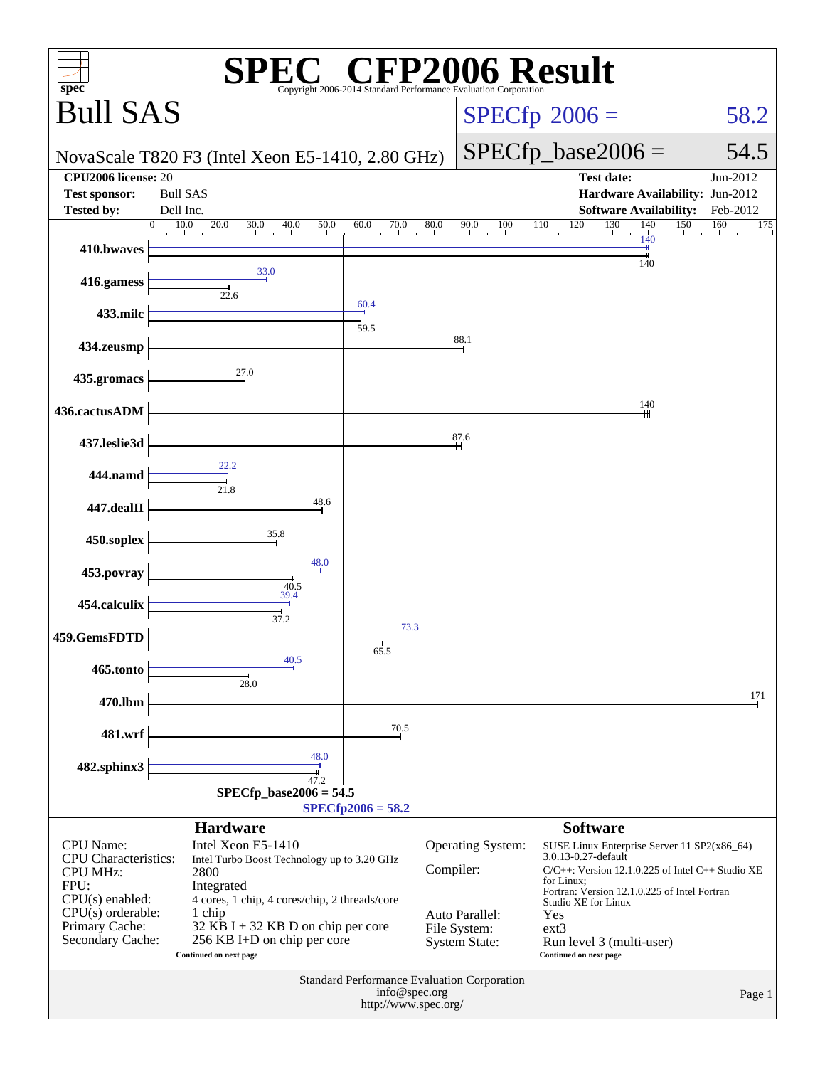# SPEC® CFP2006 Result

Copyright 2006-2014 Standard Performance Evaluation Corporation

## Bull SAS

NovaScale T820 F3 (Intel Xeon E5-1410, 2.80 GHz)

SPECfp 2006 = 58.2

SPECfp_base2006 = 54.5

| | | | |
|---|---|---|---|
| **CPU2006 license:** | 20 | **Test date:** | Jun-2012 |
| **Test sponsor:** | Bull SAS | **Hardware Availability:** | Jun-2012 |
| **Tested by:** | Dell Inc. | **Software Availability:** | Feb-2012 |

| Benchmark | Peak | Base |
|---|---|---|
| 410.bwaves | 140 | 140 |
| 416.gamess | 33.0 | 22.6 |
| 433.milc | 60.4 | 59.5 |
| 434.zeusmp | | 88.1 |
| 435.gromacs | | 27.0 |
| 436.cactusADM | | 140 |
| 437.leslie3d | | 87.6 |
| 444.namd | 22.2 | 21.8 |
| 447.dealII | | 48.6 |
| 450.soplex | | 35.8 |
| 453.povray | 48.0 | 40.5 |
| 454.calculix | 39.4 | 37.2 |
| 459.GemsFDTD | 73.3 | 65.5 |
| 465.tonto | 40.5 | 28.0 |
| 470.lbm | | 171 |
| 481.wrf | | 70.5 |
| 482.sphinx3 | 48.0 | 47.2 |

SPECfp_base2006 = 54.5

SPECfp2006 = 58.2

### Hardware

| | |
|---|---|
| CPU Name: | Intel Xeon E5-1410 |
| CPU Characteristics: | Intel Turbo Boost Technology up to 3.20 GHz |
| CPU MHz: | 2800 |
| FPU: | Integrated |
| CPU(s) enabled: | 4 cores, 1 chip, 4 cores/chip, 2 threads/core |
| CPU(s) orderable: | 1 chip |
| Primary Cache: | 32 KB I + 32 KB D on chip per core |
| Secondary Cache: | 256 KB I+D on chip per core |

Continued on next page

### Software

| | |
|---|---|
| Operating System: | SUSE Linux Enterprise Server 11 SP2(x86_64) 3.0.13-0.27-default |
| Compiler: | C/C++: Version 12.1.0.225 of Intel C++ Studio XE for Linux; Fortran: Version 12.1.0.225 of Intel Fortran Studio XE for Linux |
| Auto Parallel: | Yes |
| File System: | ext3 |
| System State: | Run level 3 (multi-user) |

Continued on next page

Standard Performance Evaluation Corporation
info@spec.org
http://www.spec.org/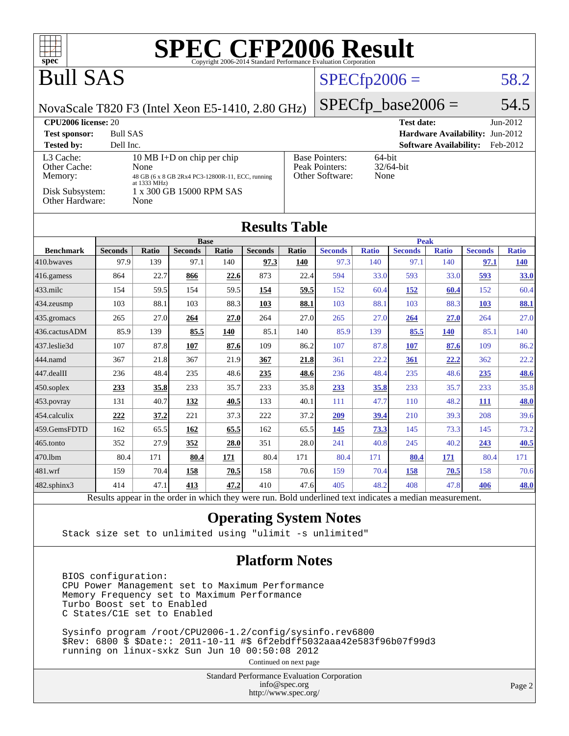# SPEC CFP2006 Result

Copyright 2006-2014 Standard Performance Evaluation Corporation

# Bull SAS

NovaScale T820 F3 (Intel Xeon E5-1410, 2.80 GHz)

SPECfp2006 = 58.2

SPECfp_base2006 = 54.5

**CPU2006 license:** 20  
**Test sponsor:** Bull SAS  
**Tested by:** Dell Inc.  

**Test date:** Jun-2012  
**Hardware Availability:** Jun-2012  
**Software Availability:** Feb-2012

| | |
|---|---|
| L3 Cache: | 10 MB I+D on chip per chip |
| Other Cache: | None |
| Memory: | 48 GB (6 x 8 GB 2Rx4 PC3-12800R-11, ECC, running at 1333 MHz) |
| Disk Subsystem: | 1 x 300 GB 15000 RPM SAS |
| Other Hardware: | None |

| | |
|---|---|
| Base Pointers: | 64-bit |
| Peak Pointers: | 32/64-bit |
| Other Software: | None |

## Results Table

| Benchmark | Base | | | | | | Peak | | | | | |
|---|---|---|---|---|---|---|---|---|---|---|---|---|
| | Seconds | Ratio | Seconds | Ratio | Seconds | Ratio | Seconds | Ratio | Seconds | Ratio | Seconds | Ratio |
| 410.bwaves | 97.9 | 139 | 97.1 | 140 | **97.3** | **140** | 97.3 | 140 | 97.1 | 140 | **97.1** | **140** |
| 416.gamess | 864 | 22.7 | **866** | **22.6** | 873 | 22.4 | 594 | 33.0 | 593 | 33.0 | **593** | **33.0** |
| 433.milc | 154 | 59.5 | 154 | 59.5 | **154** | **59.5** | 152 | 60.4 | **152** | **60.4** | 152 | 60.4 |
| 434.zeusmp | 103 | 88.1 | 103 | 88.3 | **103** | **88.1** | 103 | 88.1 | 103 | 88.3 | **103** | **88.1** |
| 435.gromacs | 265 | 27.0 | **264** | **27.0** | 264 | 27.0 | 265 | 27.0 | **264** | **27.0** | 264 | 27.0 |
| 436.cactusADM | 85.9 | 139 | **85.5** | **140** | 85.1 | 140 | 85.9 | 139 | **85.5** | **140** | 85.1 | 140 |
| 437.leslie3d | 107 | 87.8 | **107** | **87.6** | 109 | 86.2 | 107 | 87.8 | **107** | **87.6** | 109 | 86.2 |
| 444.namd | 367 | 21.8 | 367 | 21.9 | **367** | **21.8** | 361 | 22.2 | **361** | **22.2** | 362 | 22.2 |
| 447.dealII | 236 | 48.4 | 235 | 48.6 | **235** | **48.6** | 236 | 48.4 | 235 | 48.6 | **235** | **48.6** |
| 450.soplex | **233** | **35.8** | 233 | 35.7 | 233 | 35.8 | **233** | **35.8** | 233 | 35.7 | 233 | 35.8 |
| 453.povray | 131 | 40.7 | **132** | **40.5** | 133 | 40.1 | 111 | 47.7 | 110 | 48.2 | **111** | **48.0** |
| 454.calculix | **222** | **37.2** | 221 | 37.3 | 222 | 37.2 | **209** | **39.4** | 210 | 39.3 | 208 | 39.6 |
| 459.GemsFDTD | 162 | 65.5 | **162** | **65.5** | 162 | 65.5 | **145** | **73.3** | 145 | 73.3 | 145 | 73.2 |
| 465.tonto | 352 | 27.9 | **352** | **28.0** | 351 | 28.0 | 241 | 40.8 | 245 | 40.2 | **243** | **40.5** |
| 470.lbm | 80.4 | 171 | **80.4** | **171** | 80.4 | 171 | 80.4 | 171 | **80.4** | **171** | 80.4 | 171 |
| 481.wrf | 159 | 70.4 | **158** | **70.5** | 158 | 70.6 | 159 | 70.4 | **158** | **70.5** | 158 | 70.6 |
| 482.sphinx3 | 414 | 47.1 | **413** | **47.2** | 410 | 47.6 | 405 | 48.2 | 408 | 47.8 | **406** | **48.0** |

Results appear in the order in which they were run. Bold underlined text indicates a median measurement.

## Operating System Notes

```
Stack size set to unlimited using "ulimit -s unlimited"
```

## Platform Notes

```
BIOS configuration:
CPU Power Management set to Maximum Performance
Memory Frequency set to Maximum Performance
Turbo Boost set to Enabled
C States/C1E set to Enabled

Sysinfo program /root/CPU2006-1.2/config/sysinfo.rev6800
$Rev: 6800 $ $Date:: 2011-10-11 #$ 6f2ebdff5032aaa42e583f96b07f99d3
running on linux-sxkz Sun Jun 10 00:50:08 2012
```

Continued on next page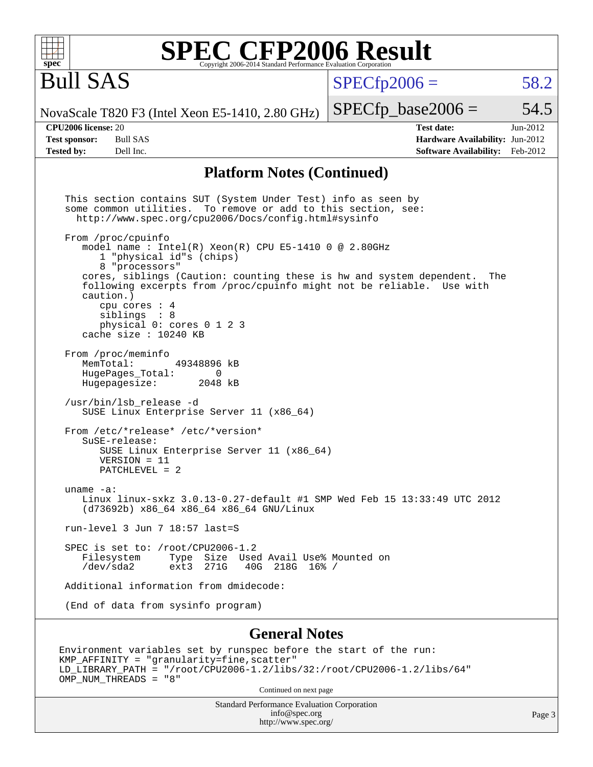# SPEC CFP2006 Result

Copyright 2006-2014 Standard Performance Evaluation Corporation

# Bull SAS

NovaScale T820 F3 (Intel Xeon E5-1410, 2.80 GHz)

SPECfp2006 = 58.2

SPECfp_base2006 = 54.5

| | | | |
|---|---|---|---|
| **CPU2006 license:** 20 | | **Test date:** | Jun-2012 |
| **Test sponsor:** | Bull SAS | **Hardware Availability:** | Jun-2012 |
| **Tested by:** | Dell Inc. | **Software Availability:** | Feb-2012 |

## Platform Notes (Continued)

```
This section contains SUT (System Under Test) info as seen by
some common utilities.  To remove or add to this section, see:
  http://www.spec.org/cpu2006/Docs/config.html#sysinfo

From /proc/cpuinfo
   model name : Intel(R) Xeon(R) CPU E5-1410 0 @ 2.80GHz
      1 "physical id"s (chips)
      8 "processors"
   cores, siblings (Caution: counting these is hw and system dependent.  The
   following excerpts from /proc/cpuinfo might not be reliable.  Use with
   caution.)
      cpu cores : 4
      siblings  : 8
      physical 0: cores 0 1 2 3
   cache size : 10240 KB

From /proc/meminfo
   MemTotal:       49348896 kB
   HugePages_Total:       0
   Hugepagesize:       2048 kB

/usr/bin/lsb_release -d
   SUSE Linux Enterprise Server 11 (x86_64)

From /etc/*release* /etc/*version*
   SuSE-release:
      SUSE Linux Enterprise Server 11 (x86_64)
      VERSION = 11
      PATCHLEVEL = 2

uname -a:
   Linux linux-sxkz 3.0.13-0.27-default #1 SMP Wed Feb 15 13:33:49 UTC 2012
   (d73692b) x86_64 x86_64 x86_64 GNU/Linux

run-level 3 Jun 7 18:57 last=S

SPEC is set to: /root/CPU2006-1.2
   Filesystem     Type  Size  Used Avail Use% Mounted on
   /dev/sda2      ext3  271G   40G  218G  16% /

Additional information from dmidecode:

(End of data from sysinfo program)
```

## General Notes

```
Environment variables set by runspec before the start of the run:
KMP_AFFINITY = "granularity=fine,scatter"
LD_LIBRARY_PATH = "/root/CPU2006-1.2/libs/32:/root/CPU2006-1.2/libs/64"
OMP_NUM_THREADS = "8"
```

Continued on next page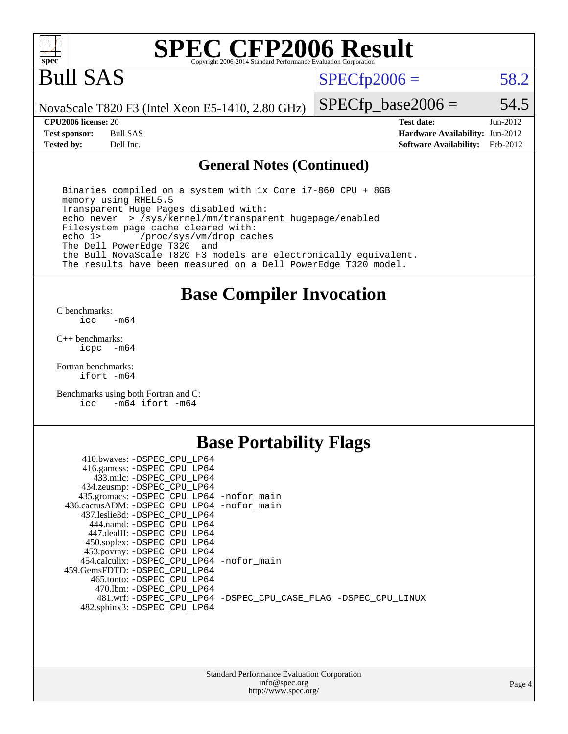# SPEC CFP2006 Result

Copyright 2006-2014 Standard Performance Evaluation Corporation

# Bull SAS

NovaScale T820 F3 (Intel Xeon E5-1410, 2.80 GHz)

SPECfp2006 = 58.2

SPECfp_base2006 = 54.5

| | | | |
|---|---|---|---|
| **CPU2006 license:** | 20 | **Test date:** | Jun-2012 |
| **Test sponsor:** | Bull SAS | **Hardware Availability:** | Jun-2012 |
| **Tested by:** | Dell Inc. | **Software Availability:** | Feb-2012 |

## General Notes (Continued)

```
Binaries compiled on a system with 1x Core i7-860 CPU + 8GB
memory using RHEL5.5
Transparent Huge Pages disabled with:
echo never  > /sys/kernel/mm/transparent_hugepage/enabled
Filesystem page cache cleared with:
echo 1>       /proc/sys/vm/drop_caches
The Dell PowerEdge T320  and
the Bull NovaScale T820 F3 models are electronically equivalent.
The results have been measured on a Dell PowerEdge T320 model.
```

## Base Compiler Invocation

C benchmarks:
```
icc   -m64
```

C++ benchmarks:
```
icpc  -m64
```

Fortran benchmarks:
```
ifort -m64
```

Benchmarks using both Fortran and C:
```
icc   -m64 ifort -m64
```

## Base Portability Flags

```
     410.bwaves: -DSPEC_CPU_LP64
     416.gamess: -DSPEC_CPU_LP64
       433.milc: -DSPEC_CPU_LP64
     434.zeusmp: -DSPEC_CPU_LP64
    435.gromacs: -DSPEC_CPU_LP64 -nofor_main
 436.cactusADM: -DSPEC_CPU_LP64 -nofor_main
    437.leslie3d: -DSPEC_CPU_LP64
       444.namd: -DSPEC_CPU_LP64
     447.dealII: -DSPEC_CPU_LP64
     450.soplex: -DSPEC_CPU_LP64
     453.povray: -DSPEC_CPU_LP64
   454.calculix: -DSPEC_CPU_LP64 -nofor_main
  459.GemsFDTD: -DSPEC_CPU_LP64
      465.tonto: -DSPEC_CPU_LP64
        470.lbm: -DSPEC_CPU_LP64
        481.wrf: -DSPEC_CPU_LP64 -DSPEC_CPU_CASE_FLAG -DSPEC_CPU_LINUX
    482.sphinx3: -DSPEC_CPU_LP64
```

Standard Performance Evaluation Corporation
info@spec.org
http://www.spec.org/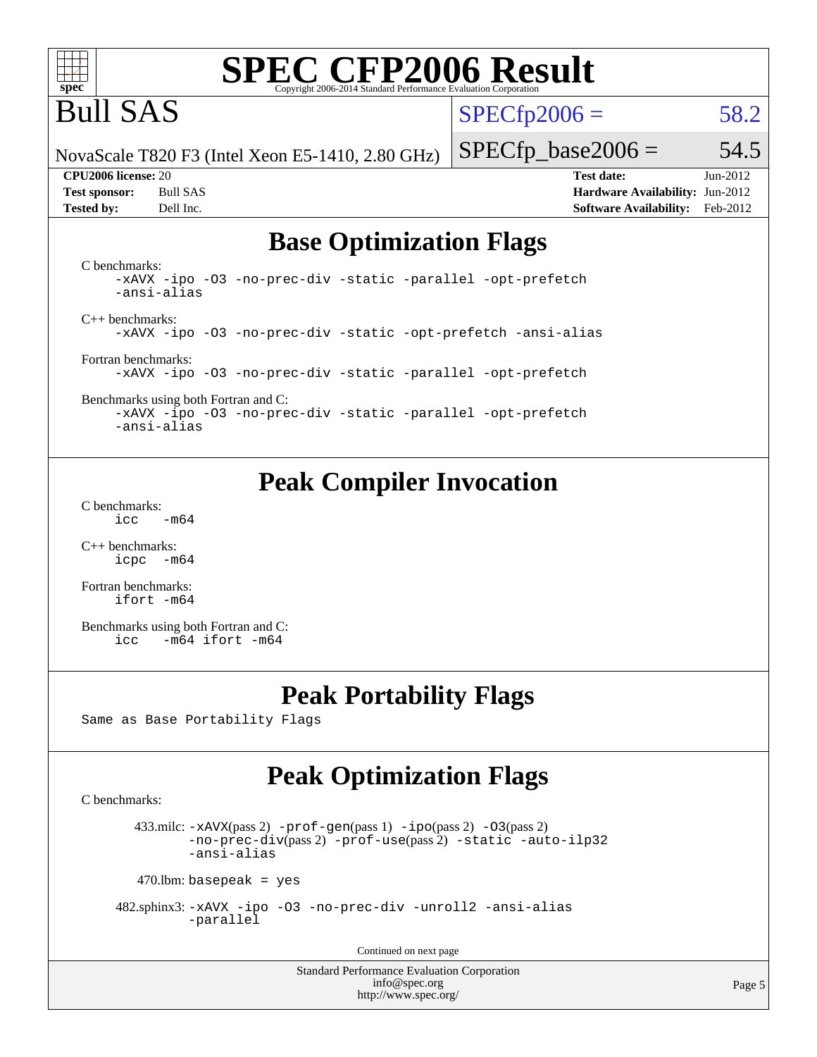# SPEC CFP2006 Result

Copyright 2006-2014 Standard Performance Evaluation Corporation

## Bull SAS

NovaScale T820 F3 (Intel Xeon E5-1410, 2.80 GHz)

SPECfp2006 = 58.2

SPECfp_base2006 = 54.5

| | | | |
|---|---|---|---|
| **CPU2006 license:** | 20 | **Test date:** | Jun-2012 |
| **Test sponsor:** | Bull SAS | **Hardware Availability:** | Jun-2012 |
| **Tested by:** | Dell Inc. | **Software Availability:** | Feb-2012 |

## Base Optimization Flags

C benchmarks:

```
-xAVX -ipo -O3 -no-prec-div -static -parallel -opt-prefetch
-ansi-alias
```

C++ benchmarks:

```
-xAVX -ipo -O3 -no-prec-div -static -opt-prefetch -ansi-alias
```

Fortran benchmarks:

```
-xAVX -ipo -O3 -no-prec-div -static -parallel -opt-prefetch
```

Benchmarks using both Fortran and C:

```
-xAVX -ipo -O3 -no-prec-div -static -parallel -opt-prefetch
-ansi-alias
```

## Peak Compiler Invocation

C benchmarks:

```
icc   -m64
```

C++ benchmarks:

```
icpc  -m64
```

Fortran benchmarks:

```
ifort -m64
```

Benchmarks using both Fortran and C:

```
icc   -m64 ifort -m64
```

## Peak Portability Flags

Same as Base Portability Flags

## Peak Optimization Flags

C benchmarks:

433.milc: -xAVX(pass 2) -prof-gen(pass 1) -ipo(pass 2) -O3(pass 2) -no-prec-div(pass 2) -prof-use(pass 2) -static -auto-ilp32 -ansi-alias

470.lbm: basepeak = yes

482.sphinx3: -xAVX -ipo -O3 -no-prec-div -unroll2 -ansi-alias -parallel

Continued on next page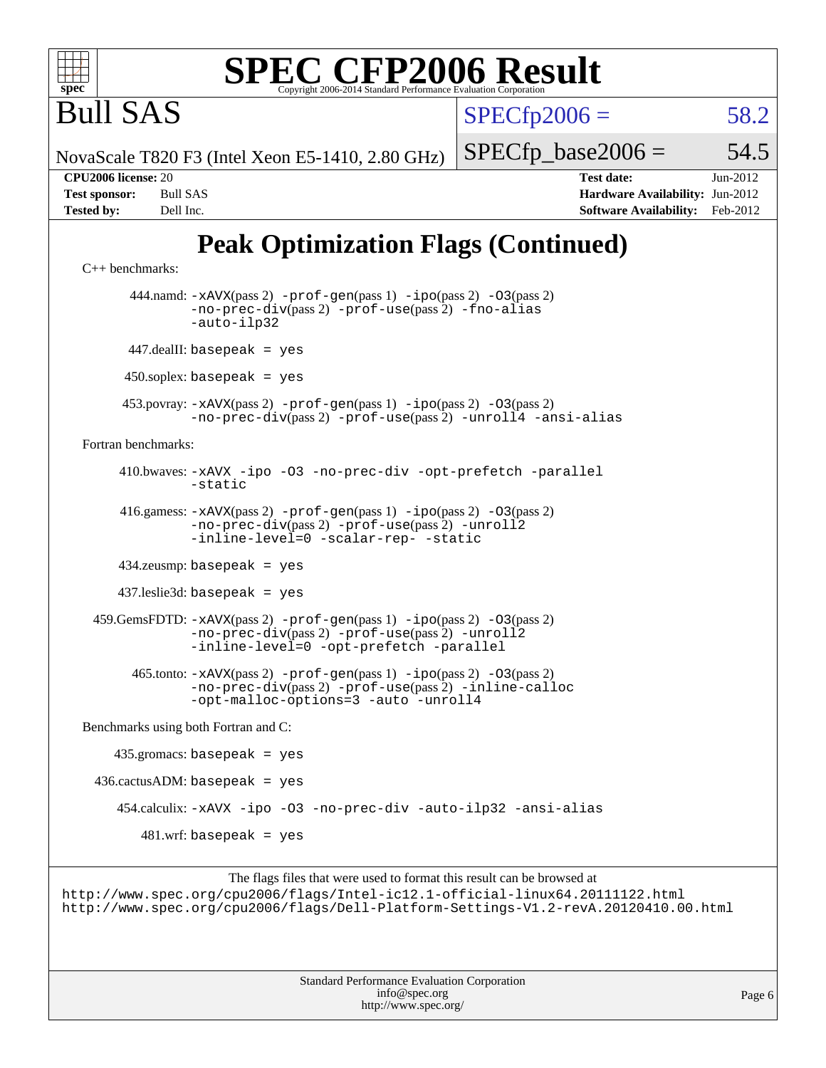# SPEC CFP2006 Result

Copyright 2006-2014 Standard Performance Evaluation Corporation

## Bull SAS

NovaScale T820 F3 (Intel Xeon E5-1410, 2.80 GHz)

SPECfp2006 = 58.2

SPECfp_base2006 = 54.5

| | | | |
|---|---|---|---|
| **CPU2006 license:** 20 | | **Test date:** | Jun-2012 |
| **Test sponsor:** | Bull SAS | **Hardware Availability:** | Jun-2012 |
| **Tested by:** | Dell Inc. | **Software Availability:** | Feb-2012 |

## Peak Optimization Flags (Continued)

C++ benchmarks:

444.namd: -xAVX(pass 2) -prof-gen(pass 1) -ipo(pass 2) -O3(pass 2) -no-prec-div(pass 2) -prof-use(pass 2) -fno-alias -auto-ilp32

447.dealII: basepeak = yes

450.soplex: basepeak = yes

453.povray: -xAVX(pass 2) -prof-gen(pass 1) -ipo(pass 2) -O3(pass 2) -no-prec-div(pass 2) -prof-use(pass 2) -unroll4 -ansi-alias

Fortran benchmarks:

410.bwaves: -xAVX -ipo -O3 -no-prec-div -opt-prefetch -parallel -static

416.gamess: -xAVX(pass 2) -prof-gen(pass 1) -ipo(pass 2) -O3(pass 2) -no-prec-div(pass 2) -prof-use(pass 2) -unroll2 -inline-level=0 -scalar-rep- -static

434.zeusmp: basepeak = yes

437.leslie3d: basepeak = yes

459.GemsFDTD: -xAVX(pass 2) -prof-gen(pass 1) -ipo(pass 2) -O3(pass 2) -no-prec-div(pass 2) -prof-use(pass 2) -unroll2 -inline-level=0 -opt-prefetch -parallel

465.tonto: -xAVX(pass 2) -prof-gen(pass 1) -ipo(pass 2) -O3(pass 2) -no-prec-div(pass 2) -prof-use(pass 2) -inline-calloc -opt-malloc-options=3 -auto -unroll4

Benchmarks using both Fortran and C:

435.gromacs: basepeak = yes

436.cactusADM: basepeak = yes

454.calculix: -xAVX -ipo -O3 -no-prec-div -auto-ilp32 -ansi-alias

481.wrf: basepeak = yes

The flags files that were used to format this result can be browsed at
http://www.spec.org/cpu2006/flags/Intel-ic12.1-official-linux64.20111122.html
http://www.spec.org/cpu2006/flags/Dell-Platform-Settings-V1.2-revA.20120410.00.html

Standard Performance Evaluation Corporation
info@spec.org
http://www.spec.org/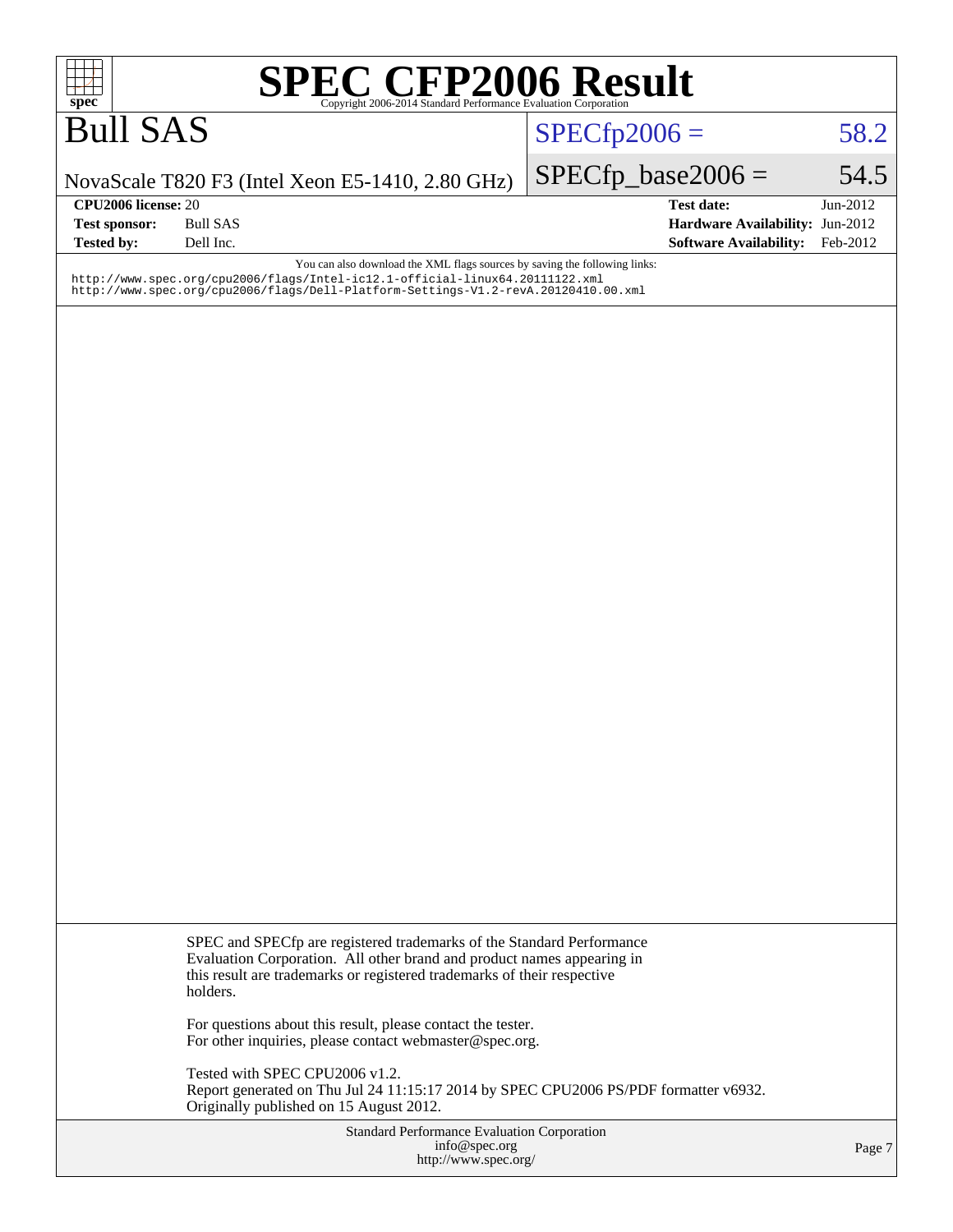# SPEC CFP2006 Result

Copyright 2006-2014 Standard Performance Evaluation Corporation

## Bull SAS

NovaScale T820 F3 (Intel Xeon E5-1410, 2.80 GHz)

$SPECfp2006 = 58.2$

$SPECfp\_base2006 = 54.5$

| | | | |
|---|---|---|---|
| **CPU2006 license:** | 20 | **Test date:** | Jun-2012 |
| **Test sponsor:** | Bull SAS | **Hardware Availability:** | Jun-2012 |
| **Tested by:** | Dell Inc. | **Software Availability:** | Feb-2012 |

You can also download the XML flags sources by saving the following links:

```
http://www.spec.org/cpu2006/flags/Intel-ic12.1-official-linux64.20111122.xml
http://www.spec.org/cpu2006/flags/Dell-Platform-Settings-V1.2-revA.20120410.00.xml
```

SPEC and SPECfp are registered trademarks of the Standard Performance Evaluation Corporation. All other brand and product names appearing in this result are trademarks or registered trademarks of their respective holders.

For questions about this result, please contact the tester.
For other inquiries, please contact webmaster@spec.org.

Tested with SPEC CPU2006 v1.2.
Report generated on Thu Jul 24 11:15:17 2014 by SPEC CPU2006 PS/PDF formatter v6932.
Originally published on 15 August 2012.

Standard Performance Evaluation Corporation
info@spec.org
http://www.spec.org/